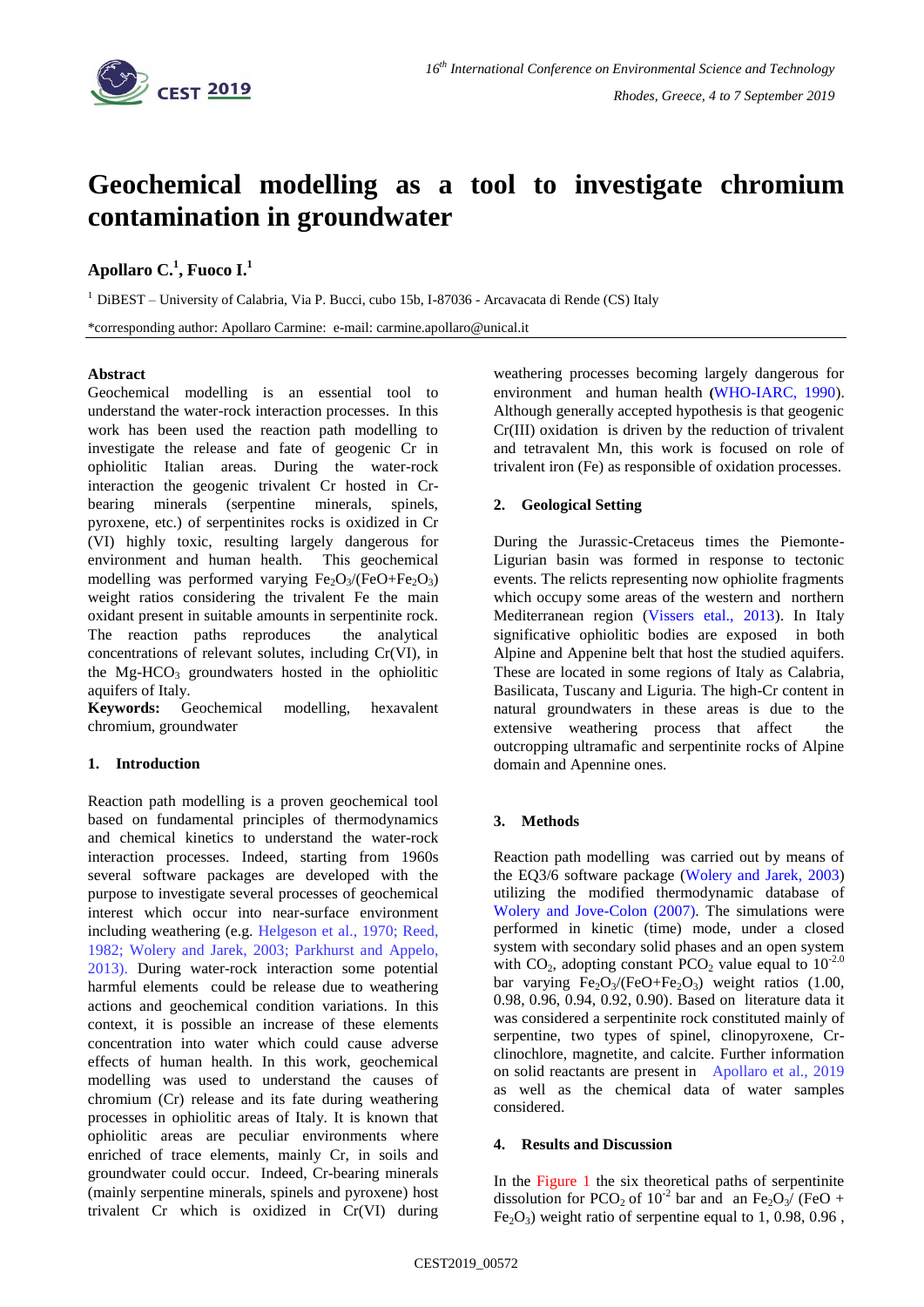# Geochemical modelling as a tool to investigate chromium contamination in groundwater

**Apollaro C.[1], Fuoco I.[1]**

[1] DiBEST – University of Calabria, Via P. Bucci, cubo 15b, I-87036 - Arcavacata di Rende (CS) Italy

*corresponding author: Apollaro Carmine: e-mail: carmine.apollaro@unical.it

**Abstract**

Geochemical modelling is an essential tool to understand the water-rock interaction processes. In this work has been used the reaction path modelling to investigate the release and fate of geogenic Cr in ophiolitic Italian areas. During the water-rock interaction the geogenic trivalent Cr hosted in Cr-bearing minerals (serpentine minerals, spinels, pyroxene, etc.) of serpentinites rocks is oxidized in Cr (VI) highly toxic, resulting largely dangerous for environment and human health. This geochemical modelling was performed varying $Fe_2O_3$/(FeO+$Fe_2O_3$) weight ratios considering the trivalent Fe the main oxidant present in suitable amounts in serpentinite rock. The reaction paths reproduces the analytical concentrations of relevant solutes, including Cr(VI), in the Mg-$HCO_3$ groundwaters hosted in the ophiolitic aquifers of Italy.

**Keywords:** Geochemical modelling, hexavalent chromium, groundwater

## 1. Introduction

Reaction path modelling is a proven geochemical tool based on fundamental principles of thermodynamics and chemical kinetics to understand the water-rock interaction processes. Indeed, starting from 1960s several software packages are developed with the purpose to investigate several processes of geochemical interest which occur into near-surface environment including weathering (e.g. Helgeson et al., 1970; Reed, 1982; Wolery and Jarek, 2003; Parkhurst and Appelo, 2013). During water-rock interaction some potential harmful elements could be release due to weathering actions and geochemical condition variations. In this context, it is possible an increase of these elements concentration into water which could cause adverse effects of human health. In this work, geochemical modelling was used to understand the causes of chromium (Cr) release and its fate during weathering processes in ophiolitic areas of Italy. It is known that ophiolitic areas are peculiar environments where enriched of trace elements, mainly Cr, in soils and groundwater could occur. Indeed, Cr-bearing minerals (mainly serpentine minerals, spinels and pyroxene) host trivalent Cr which is oxidized in Cr(VI) during weathering processes becoming largely dangerous for environment and human health (WHO-IARC, 1990). Although generally accepted hypothesis is that geogenic Cr(III) oxidation is driven by the reduction of trivalent and tetravalent Mn, this work is focused on role of trivalent iron (Fe) as responsible of oxidation processes.

## 2. Geological Setting

During the Jurassic-Cretaceus times the Piemonte-Ligurian basin was formed in response to tectonic events. The relicts representing now ophiolite fragments which occupy some areas of the western and northern Mediterranean region (Vissers etal., 2013). In Italy significative ophiolitic bodies are exposed in both Alpine and Appenine belt that host the studied aquifers. These are located in some regions of Italy as Calabria, Basilicata, Tuscany and Liguria. The high-Cr content in natural groundwaters in these areas is due to the extensive weathering process that affect the outcropping ultramafic and serpentinite rocks of Alpine domain and Apennine ones.

## 3. Methods

Reaction path modelling was carried out by means of the EQ3/6 software package (Wolery and Jarek, 2003) utilizing the modified thermodynamic database of Wolery and Jove-Colon (2007). The simulations were performed in kinetic (time) mode, under a closed system with secondary solid phases and an open system with $CO_2$, adopting constant $PCO_2$ value equal to $10^{-2.0}$ bar varying $Fe_2O_3$/(FeO+$Fe_2O_3$) weight ratios (1.00, 0.98, 0.96, 0.94, 0.92, 0.90). Based on literature data it was considered a serpentinite rock constituted mainly of serpentine, two types of spinel, clinopyroxene, Cr-clinochlore, magnetite, and calcite. Further information on solid reactants are present in Apollaro et al., 2019 as well as the chemical data of water samples considered.

## 4. Results and Discussion

In the Figure 1 the six theoretical paths of serpentinite dissolution for $PCO_2$ of $10^{-2}$ bar and an $Fe_2O_3$/ (FeO + $Fe_2O_3$) weight ratio of serpentine equal to 1, 0.98, 0.96 ,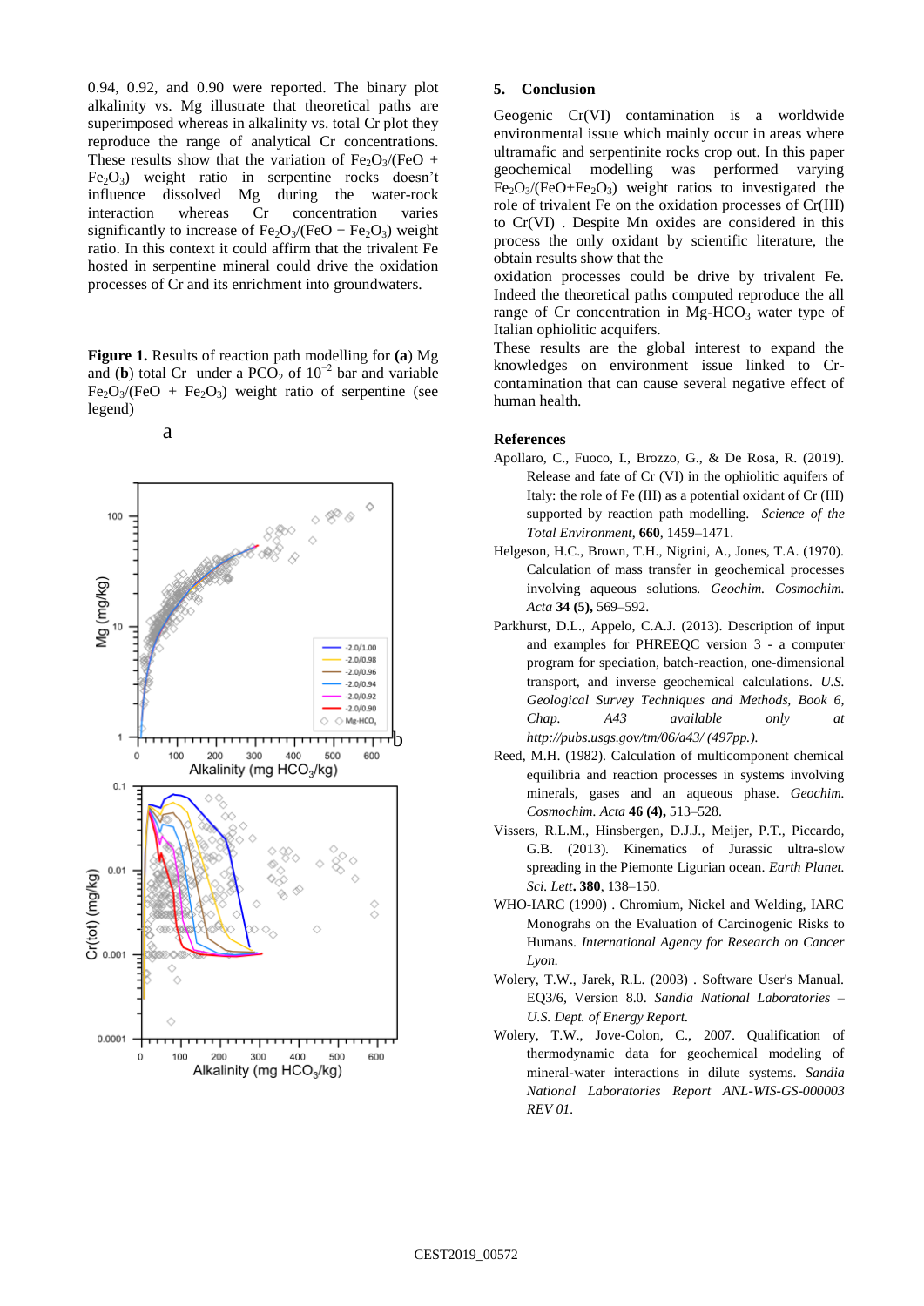0.94, 0.92, and 0.90 were reported. The binary plot alkalinity vs. Mg illustrate that theoretical paths are superimposed whereas in alkalinity vs. total Cr plot they reproduce the range of analytical Cr concentrations. These results show that the variation of $Fe_2O_3$/(FeO + $Fe_2O_3$) weight ratio in serpentine rocks doesn't influence dissolved Mg during the water-rock interaction whereas Cr concentration varies significantly to increase of $Fe_2O_3$/(FeO + $Fe_2O_3$) weight ratio. In this context it could affirm that the trivalent Fe hosted in serpentine mineral could drive the oxidation processes of Cr and its enrichment into groundwaters.

**Figure 1.** Results of reaction path modelling for **(a)** Mg and (**b**) total Cr under a $PCO_2$ of $10^{-2}$ bar and variable $Fe_2O_3$/(FeO + $Fe_2O_3$) weight ratio of serpentine (see legend)

a

100
10
1
Mg (mg/kg)
0 100 200 300 400 500 600
Alkalinity (mg $HCO_3$/kg)
-2.0/1.00
-2.0/0.98
-2.0/0.96
-2.0/0.94
-2.0/0.92
-2.0/0.90
Mg-$HCO_3$

b

0.1
0.01
0.001
0.0001
Cr(tot) (mg/kg)
0 100 200 300 400 500 600
Alkalinity (mg $HCO_3$/kg)

## 5. Conclusion

Geogenic Cr(VI) contamination is a worldwide environmental issue which mainly occur in areas where ultramafic and serpentinite rocks crop out. In this paper geochemical modelling was performed varying $Fe_2O_3$/(FeO+$Fe_2O_3$) weight ratios to investigated the role of trivalent Fe on the oxidation processes of Cr(III) to Cr(VI) . Despite Mn oxides are considered in this process the only oxidant by scientific literature, the obtain results show that the

oxidation processes could be drive by trivalent Fe. Indeed the theoretical paths computed reproduce the all range of Cr concentration in Mg-$HCO_3$ water type of Italian ophiolitic acquifers.

These results are the global interest to expand the knowledges on environment issue linked to Cr-contamination that can cause several negative effect of human health.

## References

Apollaro, C., Fuoco, I., Brozzo, G., & De Rosa, R. (2019). Release and fate of Cr (VI) in the ophiolitic aquifers of Italy: the role of Fe (III) as a potential oxidant of Cr (III) supported by reaction path modelling. *Science of the Total Environment*, **660**, 1459–1471.

Helgeson, H.C., Brown, T.H., Nigrini, A., Jones, T.A. (1970). Calculation of mass transfer in geochemical processes involving aqueous solutions. *Geochim. Cosmochim. Acta* **34 (5),** 569–592.

Parkhurst, D.L., Appelo, C.A.J. (2013). Description of input and examples for PHREEQC version 3 - a computer program for speciation, batch-reaction, one-dimensional transport, and inverse geochemical calculations. *U.S. Geological Survey Techniques and Methods, Book 6, Chap. A43 available only at http://pubs.usgs.gov/tm/06/a43/ (497pp.).*

Reed, M.H. (1982). Calculation of multicomponent chemical equilibria and reaction processes in systems involving minerals, gases and an aqueous phase. *Geochim. Cosmochim. Acta* **46 (4),** 513–528.

Vissers, R.L.M., Hinsbergen, D.J.J., Meijer, P.T., Piccardo, G.B. (2013). Kinematics of Jurassic ultra-slow spreading in the Piemonte Ligurian ocean. *Earth Planet. Sci. Lett*. **380**, 138–150.

WHO-IARC (1990) . Chromium, Nickel and Welding, IARC Monograhs on the Evaluation of Carcinogenic Risks to Humans. *International Agency for Research on Cancer Lyon.*

Wolery, T.W., Jarek, R.L. (2003) . Software User's Manual. EQ3/6, Version 8.0. *Sandia National Laboratories – U.S. Dept. of Energy Report.*

Wolery, T.W., Jove-Colon, C., 2007. Qualification of thermodynamic data for geochemical modeling of mineral-water interactions in dilute systems. *Sandia National Laboratories Report ANL-WIS-GS-000003 REV 01.*